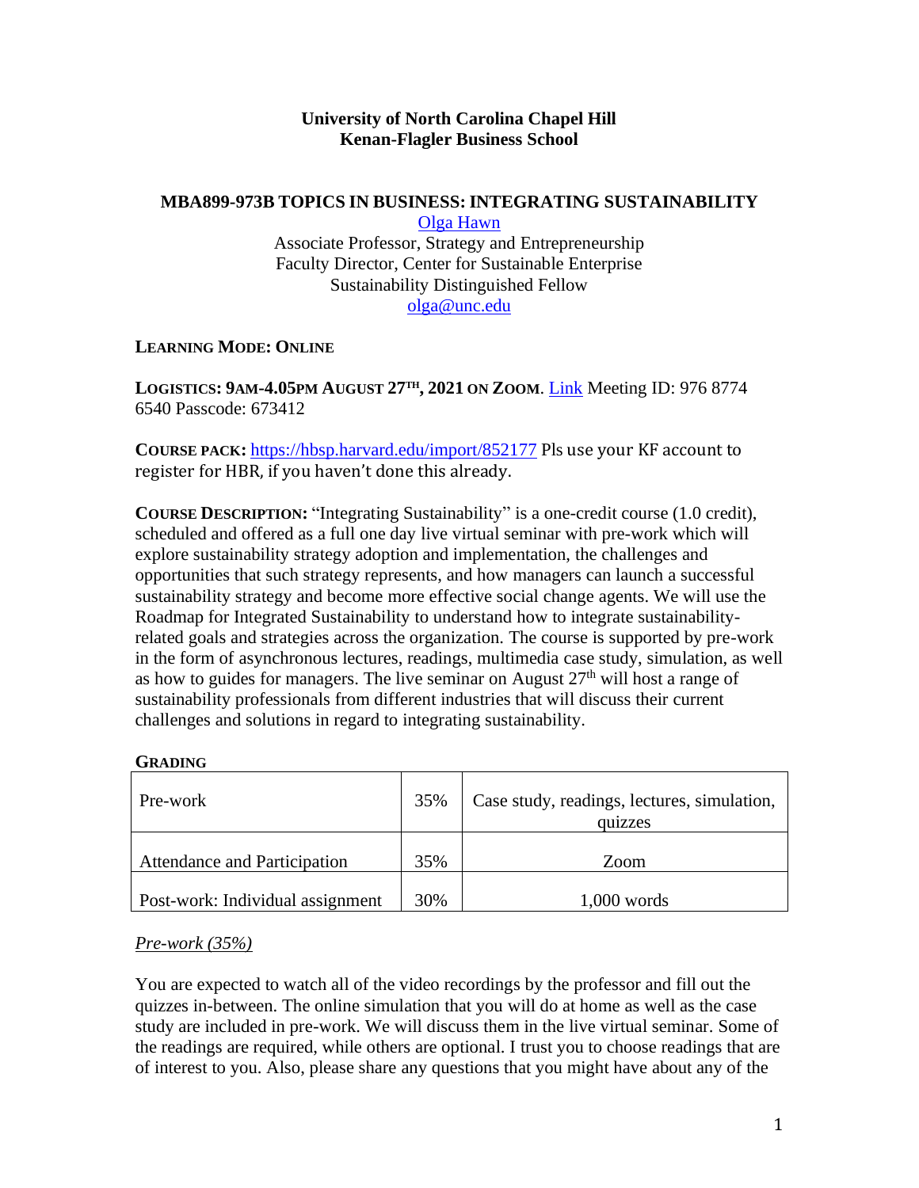**University of North Carolina Chapel Hill**
**Kenan-Flagler Business School**

**MBA899-973B TOPICS IN BUSINESS: INTEGRATING SUSTAINABILITY**

Olga Hawn
Associate Professor, Strategy and Entrepreneurship
Faculty Director, Center for Sustainable Enterprise
Sustainability Distinguished Fellow
olga@unc.edu

**LEARNING MODE: ONLINE**

**LOGISTICS: 9AM-4.05PM AUGUST 27TH, 2021 ON ZOOM**. Link Meeting ID: 976 8774 6540 Passcode: 673412

**COURSE PACK:** https://hbsp.harvard.edu/import/852177 Pls use your KF account to register for HBR, if you haven't done this already.

**COURSE DESCRIPTION:** "Integrating Sustainability" is a one-credit course (1.0 credit), scheduled and offered as a full one day live virtual seminar with pre-work which will explore sustainability strategy adoption and implementation, the challenges and opportunities that such strategy represents, and how managers can launch a successful sustainability strategy and become more effective social change agents. We will use the Roadmap for Integrated Sustainability to understand how to integrate sustainability-related goals and strategies across the organization. The course is supported by pre-work in the form of asynchronous lectures, readings, multimedia case study, simulation, as well as how to guides for managers. The live seminar on August 27th will host a range of sustainability professionals from different industries that will discuss their current challenges and solutions in regard to integrating sustainability.

**GRADING**

| | | |
|---|---|---|
| Pre-work | 35% | Case study, readings, lectures, simulation, quizzes |
| Attendance and Participation | 35% | Zoom |
| Post-work: Individual assignment | 30% | 1,000 words |

*Pre-work (35%)*

You are expected to watch all of the video recordings by the professor and fill out the quizzes in-between. The online simulation that you will do at home as well as the case study are included in pre-work. We will discuss them in the live virtual seminar. Some of the readings are required, while others are optional. I trust you to choose readings that are of interest to you. Also, please share any questions that you might have about any of the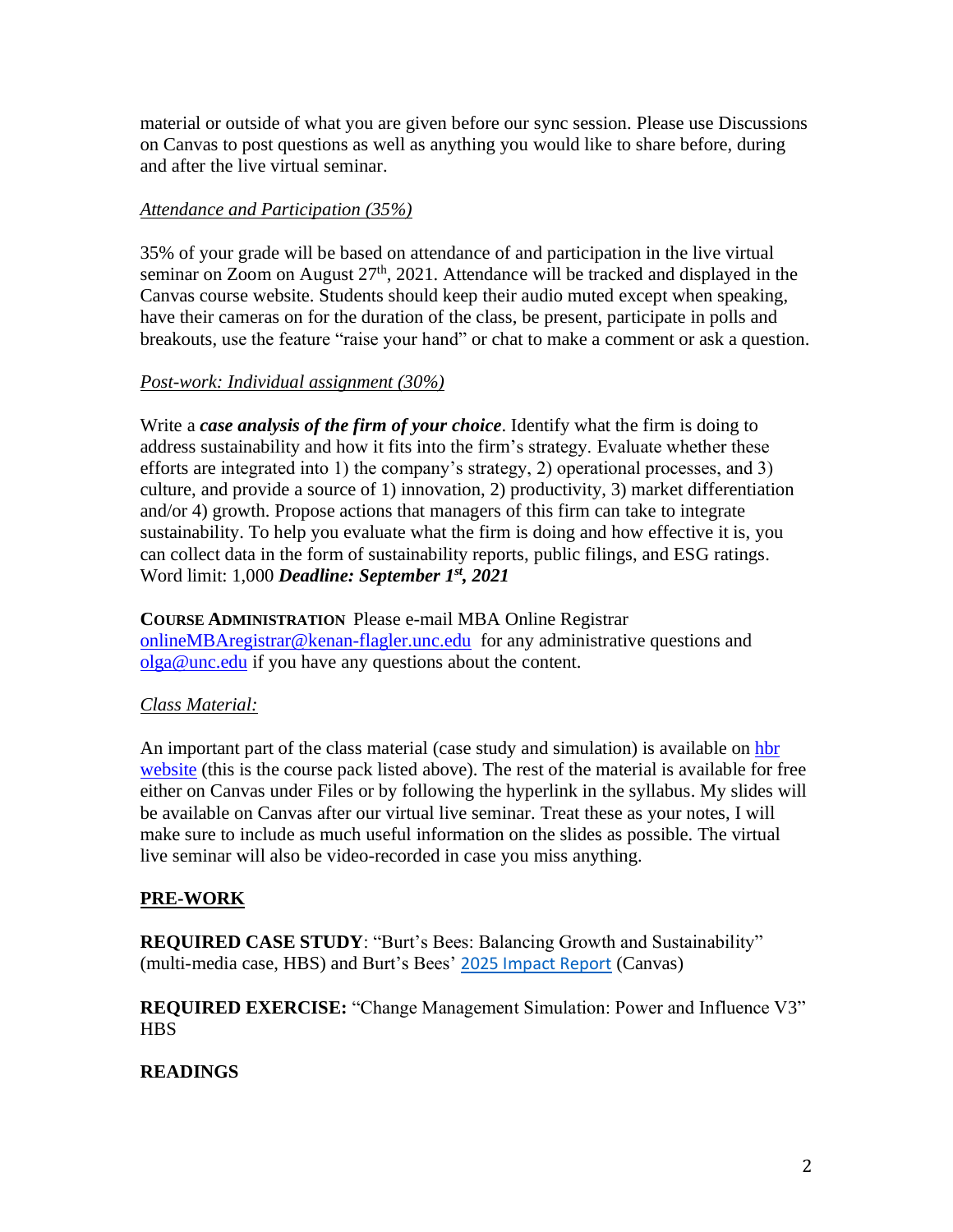material or outside of what you are given before our sync session. Please use Discussions on Canvas to post questions as well as anything you would like to share before, during and after the live virtual seminar.

*Attendance and Participation (35%)*

35% of your grade will be based on attendance of and participation in the live virtual seminar on Zoom on August 27th, 2021. Attendance will be tracked and displayed in the Canvas course website. Students should keep their audio muted except when speaking, have their cameras on for the duration of the class, be present, participate in polls and breakouts, use the feature "raise your hand" or chat to make a comment or ask a question.

*Post-work: Individual assignment (30%)*

Write a ***case analysis of the firm of your choice***. Identify what the firm is doing to address sustainability and how it fits into the firm's strategy. Evaluate whether these efforts are integrated into 1) the company's strategy, 2) operational processes, and 3) culture, and provide a source of 1) innovation, 2) productivity, 3) market differentiation and/or 4) growth. Propose actions that managers of this firm can take to integrate sustainability. To help you evaluate what the firm is doing and how effective it is, you can collect data in the form of sustainability reports, public filings, and ESG ratings. Word limit: 1,000 ***Deadline: September 1st, 2021***

**COURSE ADMINISTRATION** Please e-mail MBA Online Registrar onlineMBAregistrar@kenan-flagler.unc.edu for any administrative questions and olga@unc.edu if you have any questions about the content.

*Class Material:*

An important part of the class material (case study and simulation) is available on hbr website (this is the course pack listed above). The rest of the material is available for free either on Canvas under Files or by following the hyperlink in the syllabus. My slides will be available on Canvas after our virtual live seminar. Treat these as your notes, I will make sure to include as much useful information on the slides as possible. The virtual live seminar will also be video-recorded in case you miss anything.

## PRE-WORK

**REQUIRED CASE STUDY**: "Burt's Bees: Balancing Growth and Sustainability" (multi-media case, HBS) and Burt's Bees' 2025 Impact Report (Canvas)

**REQUIRED EXERCISE:** "Change Management Simulation: Power and Influence V3" HBS

## READINGS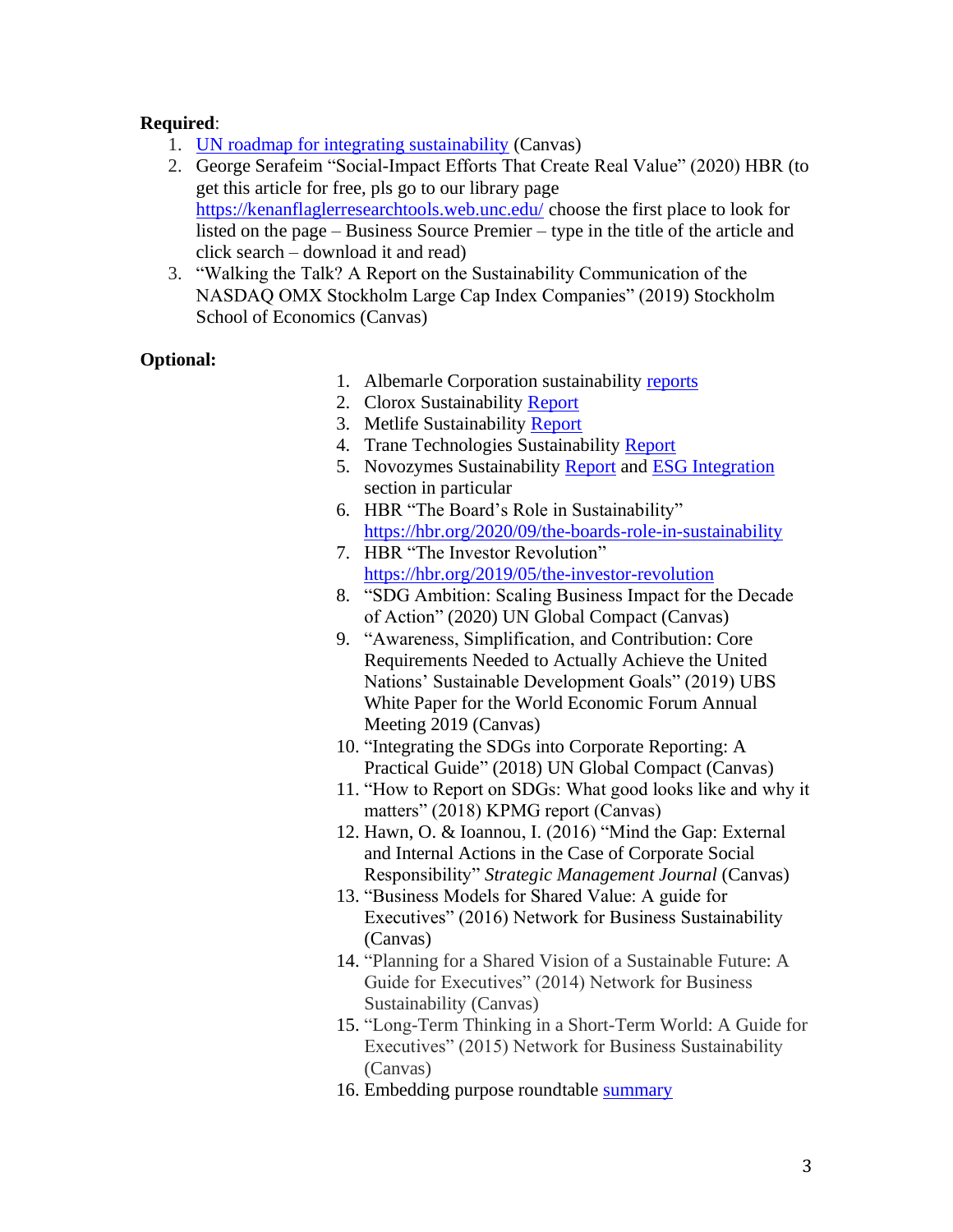**Required**:

1. UN roadmap for integrating sustainability (Canvas)
2. George Serafeim "Social-Impact Efforts That Create Real Value" (2020) HBR (to get this article for free, pls go to our library page https://kenanflaglerresearchtools.web.unc.edu/ choose the first place to look for listed on the page – Business Source Premier – type in the title of the article and click search – download it and read)
3. "Walking the Talk? A Report on the Sustainability Communication of the NASDAQ OMX Stockholm Large Cap Index Companies" (2019) Stockholm School of Economics (Canvas)

**Optional:**

1. Albemarle Corporation sustainability reports
2. Clorox Sustainability Report
3. Metlife Sustainability Report
4. Trane Technologies Sustainability Report
5. Novozymes Sustainability Report and ESG Integration section in particular
6. HBR "The Board's Role in Sustainability" https://hbr.org/2020/09/the-boards-role-in-sustainability
7. HBR "The Investor Revolution" https://hbr.org/2019/05/the-investor-revolution
8. "SDG Ambition: Scaling Business Impact for the Decade of Action" (2020) UN Global Compact (Canvas)
9. "Awareness, Simplification, and Contribution: Core Requirements Needed to Actually Achieve the United Nations' Sustainable Development Goals" (2019) UBS White Paper for the World Economic Forum Annual Meeting 2019 (Canvas)
10. "Integrating the SDGs into Corporate Reporting: A Practical Guide" (2018) UN Global Compact (Canvas)
11. "How to Report on SDGs: What good looks like and why it matters" (2018) KPMG report (Canvas)
12. Hawn, O. & Ioannou, I. (2016) "Mind the Gap: External and Internal Actions in the Case of Corporate Social Responsibility" *Strategic Management Journal* (Canvas)
13. "Business Models for Shared Value: A guide for Executives" (2016) Network for Business Sustainability (Canvas)
14. "Planning for a Shared Vision of a Sustainable Future: A Guide for Executives" (2014) Network for Business Sustainability (Canvas)
15. "Long-Term Thinking in a Short-Term World: A Guide for Executives" (2015) Network for Business Sustainability (Canvas)
16. Embedding purpose roundtable summary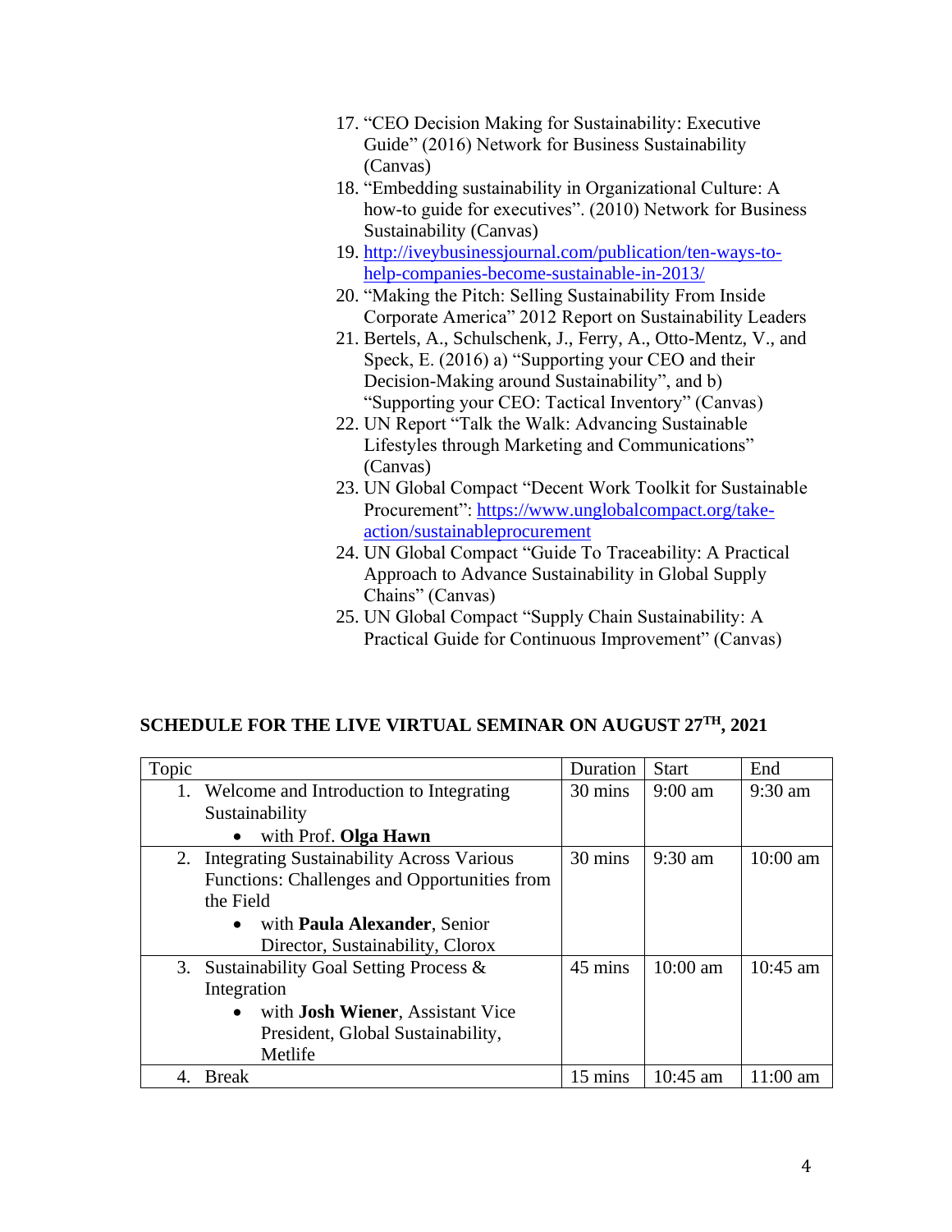17. "CEO Decision Making for Sustainability: Executive Guide" (2016) Network for Business Sustainability (Canvas)
18. "Embedding sustainability in Organizational Culture: A how-to guide for executives". (2010) Network for Business Sustainability (Canvas)
19. [http://iveybusinessjournal.com/publication/ten-ways-to-help-companies-become-sustainable-in-2013/](http://iveybusinessjournal.com/publication/ten-ways-to-help-companies-become-sustainable-in-2013/)
20. "Making the Pitch: Selling Sustainability From Inside Corporate America" 2012 Report on Sustainability Leaders
21. Bertels, A., Schulschenk, J., Ferry, A., Otto-Mentz, V., and Speck, E. (2016) a) "Supporting your CEO and their Decision-Making around Sustainability", and b) "Supporting your CEO: Tactical Inventory" (Canvas)
22. UN Report "Talk the Walk: Advancing Sustainable Lifestyles through Marketing and Communications" (Canvas)
23. UN Global Compact "Decent Work Toolkit for Sustainable Procurement": [https://www.unglobalcompact.org/take-action/sustainableprocurement](https://www.unglobalcompact.org/take-action/sustainableprocurement)
24. UN Global Compact "Guide To Traceability: A Practical Approach to Advance Sustainability in Global Supply Chains" (Canvas)
25. UN Global Compact "Supply Chain Sustainability: A Practical Guide for Continuous Improvement" (Canvas)

## SCHEDULE FOR THE LIVE VIRTUAL SEMINAR ON AUGUST 27TH, 2021

| Topic | Duration | Start | End |
|---|---|---|---|
| 1. Welcome and Introduction to Integrating Sustainability<br>• with Prof. **Olga Hawn** | 30 mins | 9:00 am | 9:30 am |
| 2. Integrating Sustainability Across Various Functions: Challenges and Opportunities from the Field<br>• with **Paula Alexander**, Senior Director, Sustainability, Clorox | 30 mins | 9:30 am | 10:00 am |
| 3. Sustainability Goal Setting Process & Integration<br>• with **Josh Wiener**, Assistant Vice President, Global Sustainability, Metlife | 45 mins | 10:00 am | 10:45 am |
| 4. Break | 15 mins | 10:45 am | 11:00 am |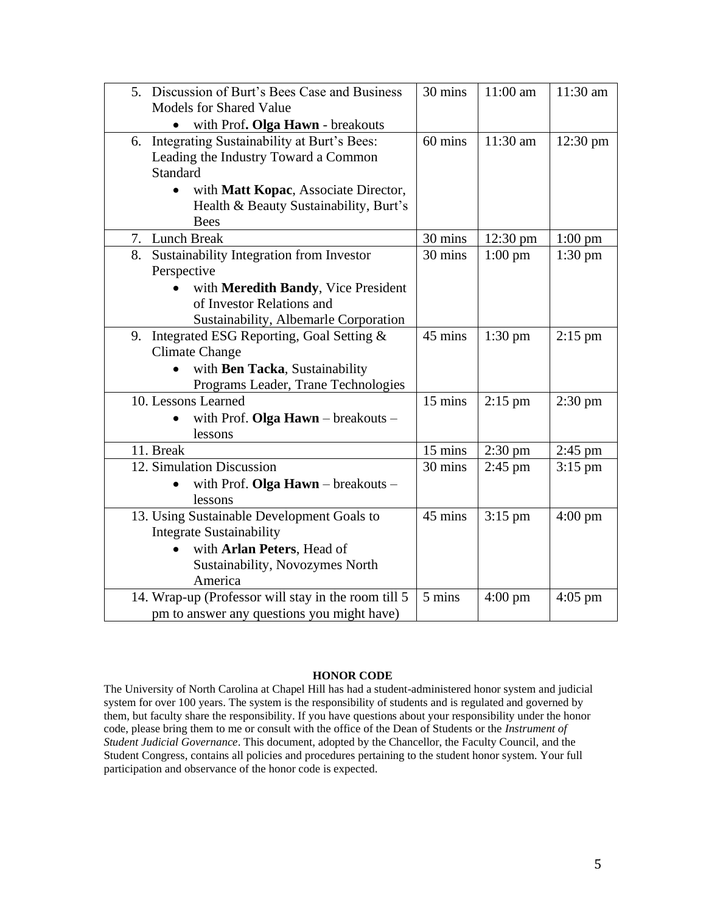| | | | |
|---|---|---|---|
| 5. Discussion of Burt's Bees Case and Business Models for Shared Value<br>• with Prof**. Olga Hawn** - breakouts | 30 mins | 11:00 am | 11:30 am |
| 6. Integrating Sustainability at Burt's Bees: Leading the Industry Toward a Common Standard<br>• with **Matt Kopac**, Associate Director, Health & Beauty Sustainability, Burt's Bees | 60 mins | 11:30 am | 12:30 pm |
| 7. Lunch Break | 30 mins | 12:30 pm | 1:00 pm |
| 8. Sustainability Integration from Investor Perspective<br>• with **Meredith Bandy**, Vice President of Investor Relations and Sustainability, Albemarle Corporation | 30 mins | 1:00 pm | 1:30 pm |
| 9. Integrated ESG Reporting, Goal Setting & Climate Change<br>• with **Ben Tacka**, Sustainability Programs Leader, Trane Technologies | 45 mins | 1:30 pm | 2:15 pm |
| 10. Lessons Learned<br>• with Prof. **Olga Hawn** – breakouts – lessons | 15 mins | 2:15 pm | 2:30 pm |
| 11. Break | 15 mins | 2:30 pm | 2:45 pm |
| 12. Simulation Discussion<br>• with Prof. **Olga Hawn** – breakouts – lessons | 30 mins | 2:45 pm | 3:15 pm |
| 13. Using Sustainable Development Goals to Integrate Sustainability<br>• with **Arlan Peters**, Head of Sustainability, Novozymes North America | 45 mins | 3:15 pm | 4:00 pm |
| 14. Wrap-up (Professor will stay in the room till 5 pm to answer any questions you might have) | 5 mins | 4:00 pm | 4:05 pm |

**HONOR CODE**

The University of North Carolina at Chapel Hill has had a student-administered honor system and judicial system for over 100 years. The system is the responsibility of students and is regulated and governed by them, but faculty share the responsibility. If you have questions about your responsibility under the honor code, please bring them to me or consult with the office of the Dean of Students or the *Instrument of Student Judicial Governance*. This document, adopted by the Chancellor, the Faculty Council, and the Student Congress, contains all policies and procedures pertaining to the student honor system. Your full participation and observance of the honor code is expected.